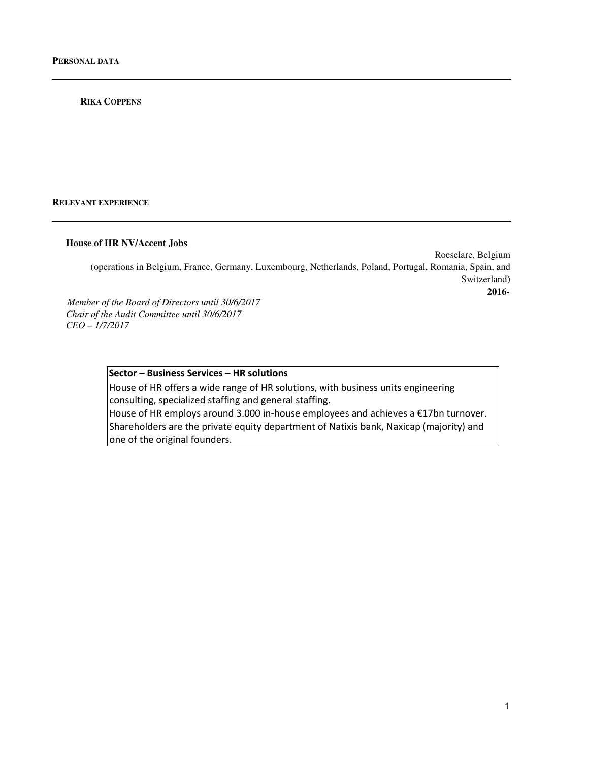## PERSONAL DATA

---

**RIKA COPPENS**

## RELEVANT EXPERIENCE

---

**House of HR NV/Accent Jobs**

Roeselare, Belgium
(operations in Belgium, France, Germany, Luxembourg, Netherlands, Poland, Portugal, Romania, Spain, and Switzerland)

**2016-**

*Member of the Board of Directors until 30/6/2017*
*Chair of the Audit Committee until 30/6/2017*
*CEO – 1/7/2017*

**Sector – Business Services – HR solutions**
House of HR offers a wide range of HR solutions, with business units engineering consulting, specialized staffing and general staffing.
House of HR employs around 3.000 in-house employees and achieves a €17bn turnover. Shareholders are the private equity department of Natixis bank, Naxicap (majority) and one of the original founders.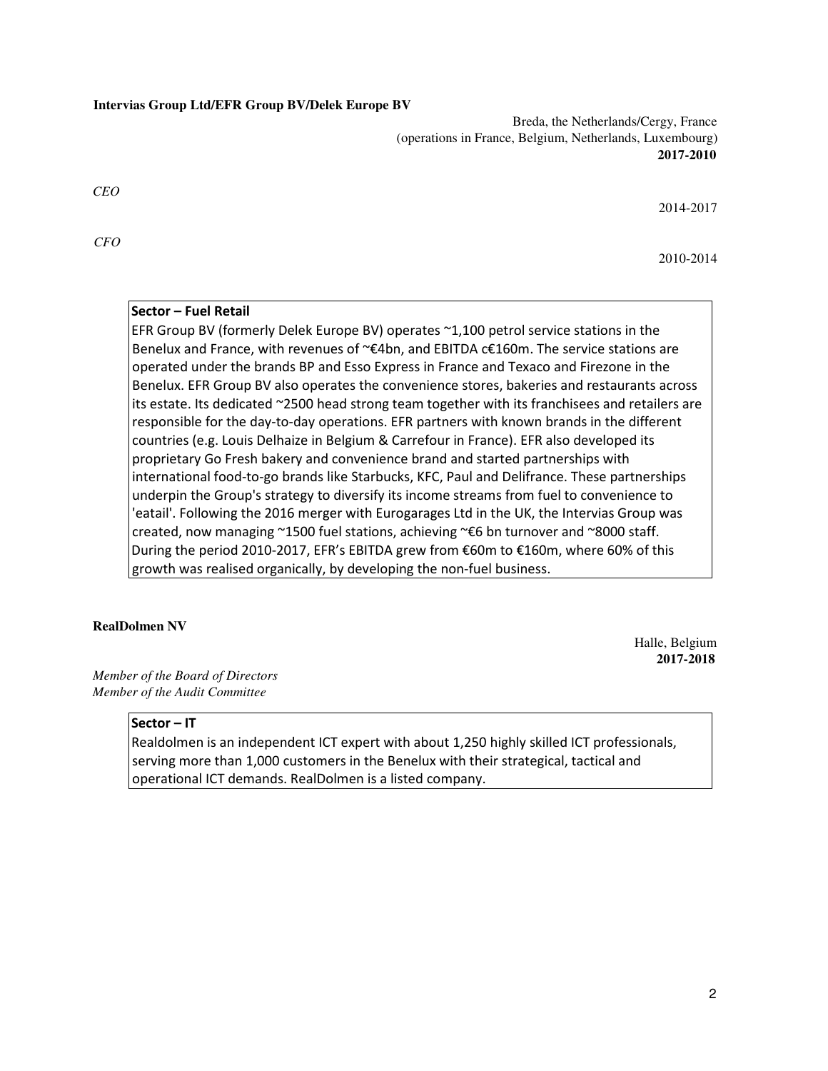**Intervias Group Ltd/EFR Group BV/Delek Europe BV**

Breda, the Netherlands/Cergy, France
(operations in France, Belgium, Netherlands, Luxembourg)
**2017-2010**

*CEO* 2014-2017

*CFO* 2010-2014

**Sector – Fuel Retail**

EFR Group BV (formerly Delek Europe BV) operates ~1,100 petrol service stations in the Benelux and France, with revenues of ~€4bn, and EBITDA c€160m. The service stations are operated under the brands BP and Esso Express in France and Texaco and Firezone in the Benelux. EFR Group BV also operates the convenience stores, bakeries and restaurants across its estate. Its dedicated ~2500 head strong team together with its franchisees and retailers are responsible for the day-to-day operations. EFR partners with known brands in the different countries (e.g. Louis Delhaize in Belgium & Carrefour in France). EFR also developed its proprietary Go Fresh bakery and convenience brand and started partnerships with international food-to-go brands like Starbucks, KFC, Paul and Delifrance. These partnerships underpin the Group's strategy to diversify its income streams from fuel to convenience to 'eatail'. Following the 2016 merger with Eurogarages Ltd in the UK, the Intervias Group was created, now managing ~1500 fuel stations, achieving ~€6 bn turnover and ~8000 staff. During the period 2010-2017, EFR's EBITDA grew from €60m to €160m, where 60% of this growth was realised organically, by developing the non-fuel business.

**RealDolmen NV**

Halle, Belgium
**2017-2018**

*Member of the Board of Directors*
*Member of the Audit Committee*

**Sector – IT**

Realdolmen is an independent ICT expert with about 1,250 highly skilled ICT professionals, serving more than 1,000 customers in the Benelux with their strategical, tactical and operational ICT demands. RealDolmen is a listed company.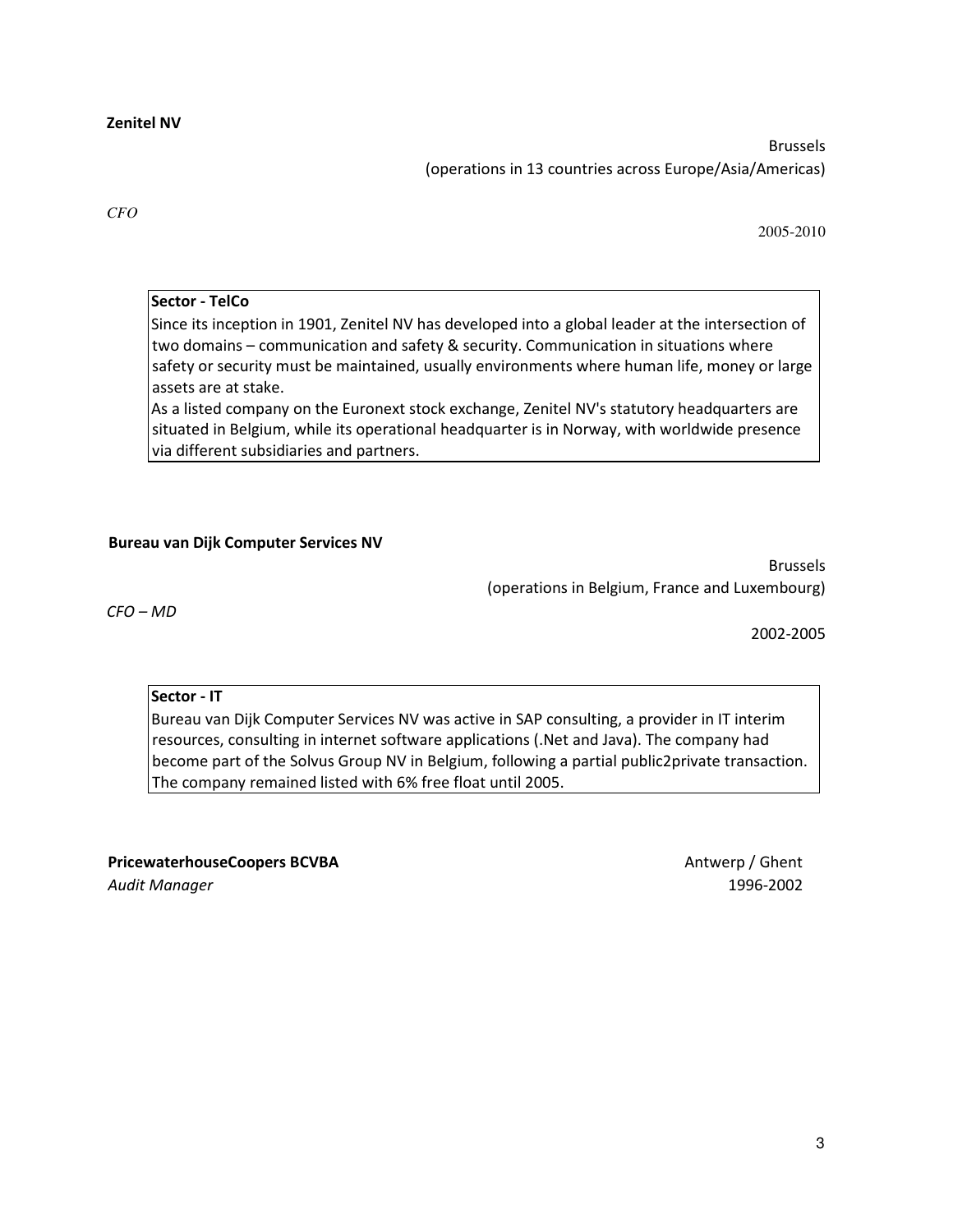**Zenitel NV**

Brussels
(operations in 13 countries across Europe/Asia/Americas)

*CFO*

2005-2010

> **Sector - TelCo**
> Since its inception in 1901, Zenitel NV has developed into a global leader at the intersection of two domains – communication and safety & security. Communication in situations where safety or security must be maintained, usually environments where human life, money or large assets are at stake.
> As a listed company on the Euronext stock exchange, Zenitel NV's statutory headquarters are situated in Belgium, while its operational headquarter is in Norway, with worldwide presence via different subsidiaries and partners.

**Bureau van Dijk Computer Services NV**

Brussels
(operations in Belgium, France and Luxembourg)

*CFO – MD*

2002-2005

> **Sector - IT**
> Bureau van Dijk Computer Services NV was active in SAP consulting, a provider in IT interim resources, consulting in internet software applications (.Net and Java). The company had become part of the Solvus Group NV in Belgium, following a partial public2private transaction. The company remained listed with 6% free float until 2005.

**PricewaterhouseCoopers BCVBA** — Antwerp / Ghent

*Audit Manager* — 1996-2002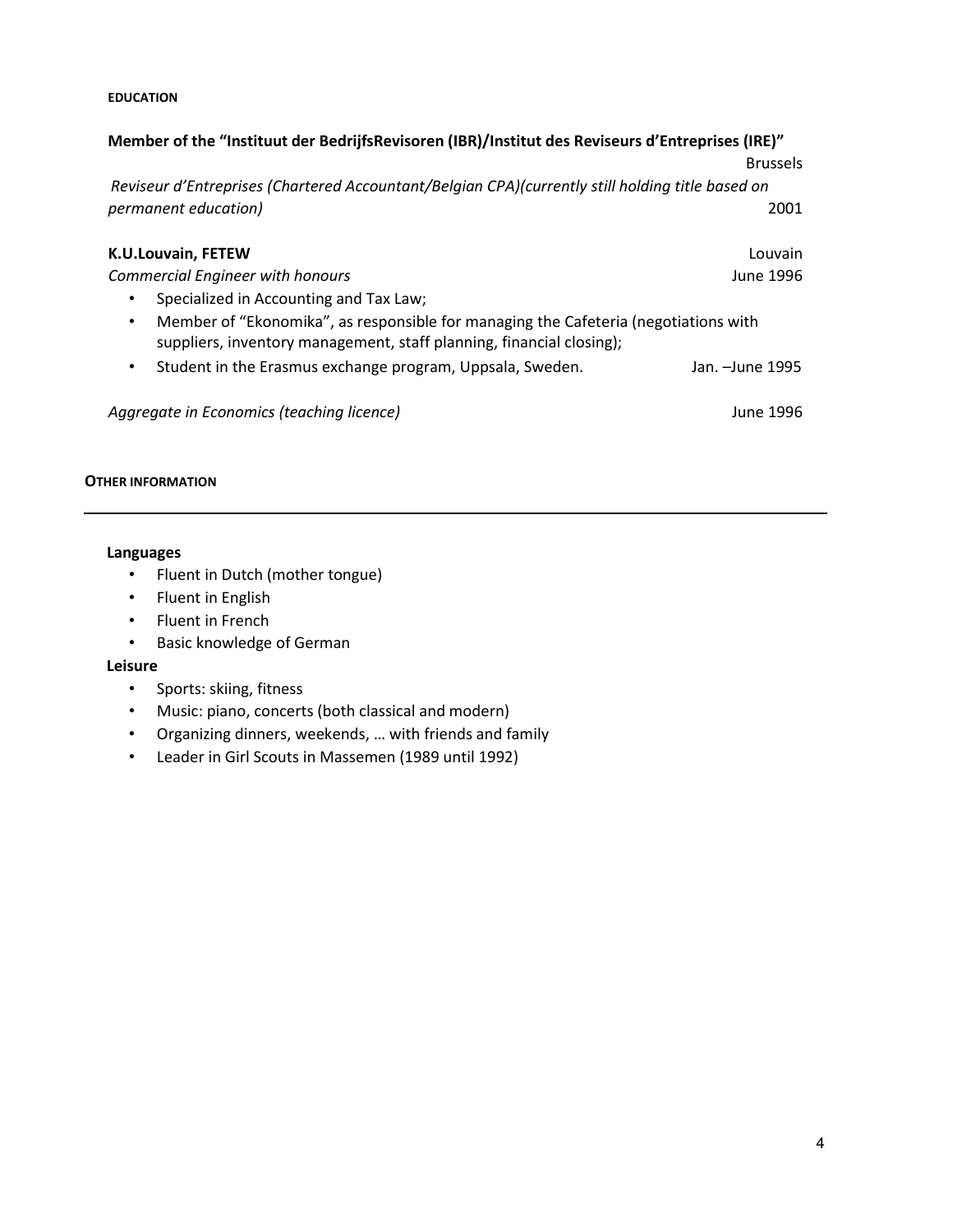### EDUCATION

**Member of the "Instituut der BedrijfsRevisoren (IBR)/Institut des Reviseurs d'Entreprises (IRE)"** Brussels

*Reviseur d'Entreprises (Chartered Accountant/Belgian CPA)(currently still holding title based on permanent education)* 2001

**K.U.Louvain, FETEW** Louvain

*Commercial Engineer with honours* June 1996

- Specialized in Accounting and Tax Law;
- Member of "Ekonomika", as responsible for managing the Cafeteria (negotiations with suppliers, inventory management, staff planning, financial closing);
- Student in the Erasmus exchange program, Uppsala, Sweden. Jan. –June 1995

*Aggregate in Economics (teaching licence)* June 1996

### OTHER INFORMATION

**Languages**

- Fluent in Dutch (mother tongue)
- Fluent in English
- Fluent in French
- Basic knowledge of German

**Leisure**

- Sports: skiing, fitness
- Music: piano, concerts (both classical and modern)
- Organizing dinners, weekends, … with friends and family
- Leader in Girl Scouts in Massemen (1989 until 1992)